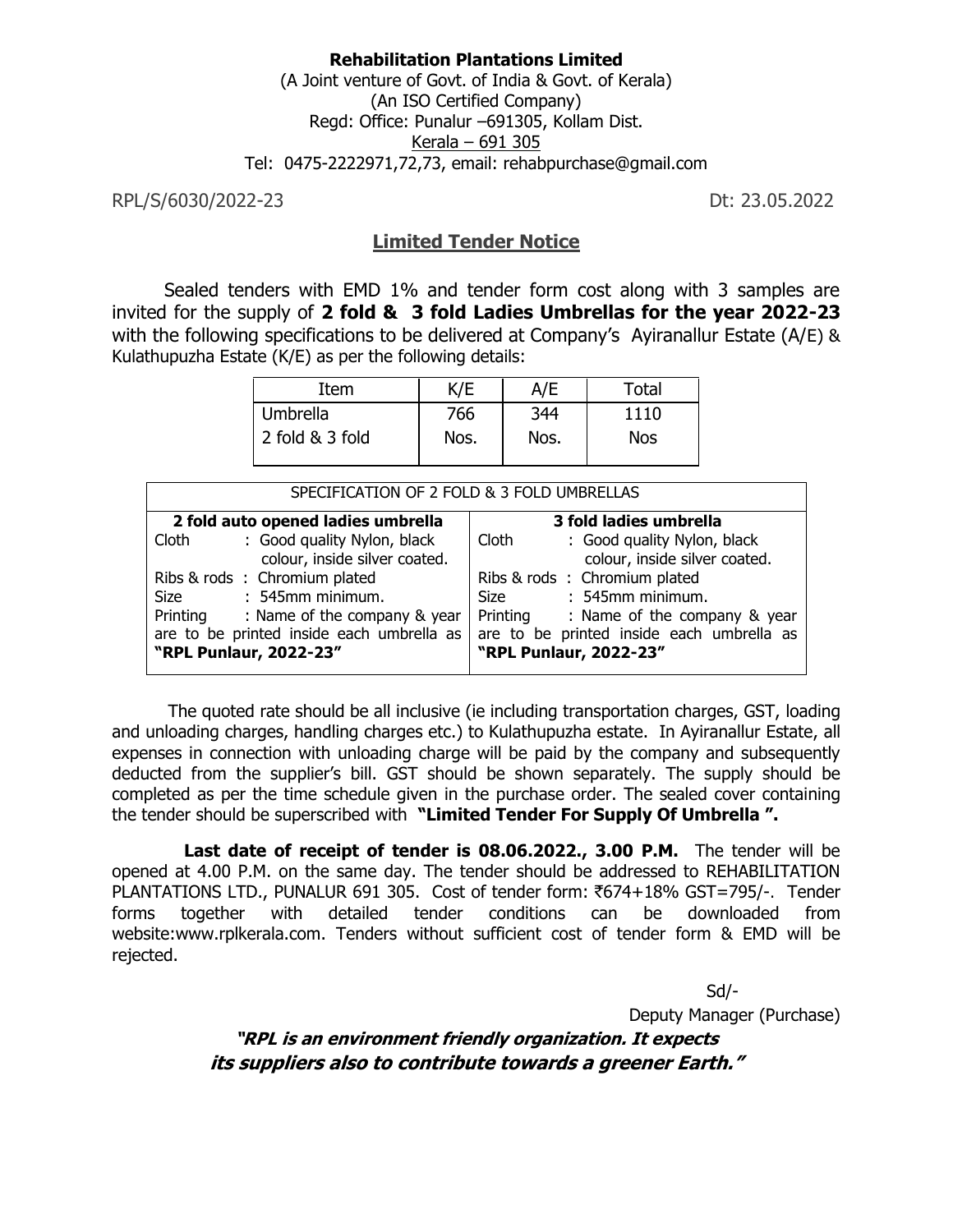**Rehabilitation Plantations Limited**
(A Joint venture of Govt. of India & Govt. of Kerala)
(An ISO Certified Company)
Regd: Office: Punalur –691305, Kollam Dist.
Kerala – 691 305
Tel: 0475-2222971,72,73, email: rehabpurchase@gmail.com

RPL/S/6030/2022-23 Dt: 23.05.2022

## Limited Tender Notice

Sealed tenders with EMD 1% and tender form cost along with 3 samples are invited for the supply of **2 fold & 3 fold Ladies Umbrellas for the year 2022-23** with the following specifications to be delivered at Company's Ayiranallur Estate (A/E) & Kulathupuzha Estate (K/E) as per the following details:

| Item | K/E | A/E | Total |
|---|---|---|---|
| Umbrella 2 fold & 3 fold | 766 Nos. | 344 Nos. | 1110 Nos |

| SPECIFICATION OF 2 FOLD & 3 FOLD UMBRELLAS | |
|---|---|
| **2 fold auto opened ladies umbrella** | **3 fold ladies umbrella** |
| Cloth : Good quality Nylon, black colour, inside silver coated. | Cloth : Good quality Nylon, black colour, inside silver coated. |
| Ribs & rods : Chromium plated | Ribs & rods : Chromium plated |
| Size : 545mm minimum. | Size : 545mm minimum. |
| Printing : Name of the company & year are to be printed inside each umbrella as **"RPL Punlaur, 2022-23"** | Printing : Name of the company & year are to be printed inside each umbrella as **"RPL Punlaur, 2022-23"** |

The quoted rate should be all inclusive (ie including transportation charges, GST, loading and unloading charges, handling charges etc.) to Kulathupuzha estate. In Ayiranallur Estate, all expenses in connection with unloading charge will be paid by the company and subsequently deducted from the supplier's bill. GST should be shown separately. The supply should be completed as per the time schedule given in the purchase order. The sealed cover containing the tender should be superscribed with **"Limited Tender For Supply Of Umbrella ".**

**Last date of receipt of tender is 08.06.2022., 3.00 P.M.** The tender will be opened at 4.00 P.M. on the same day. The tender should be addressed to REHABILITATION PLANTATIONS LTD., PUNALUR 691 305. Cost of tender form: ₹674+18% GST=795/-. Tender forms together with detailed tender conditions can be downloaded from website:www.rplkerala.com. Tenders without sufficient cost of tender form & EMD will be rejected.

Sd/-
Deputy Manager (Purchase)

***"RPL is an environment friendly organization. It expects its suppliers also to contribute towards a greener Earth."***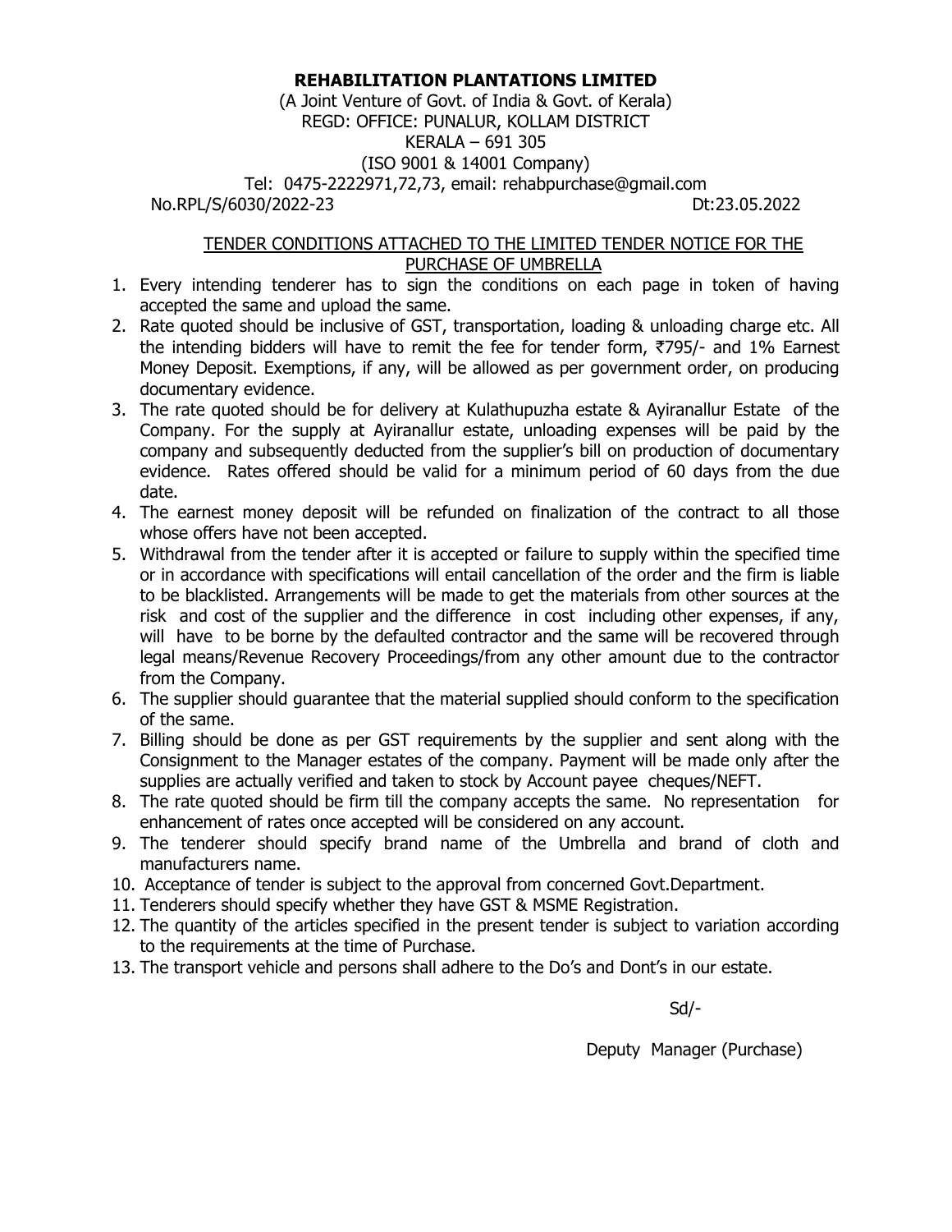**REHABILITATION PLANTATIONS LIMITED**

(A Joint Venture of Govt. of India & Govt. of Kerala)
REGD: OFFICE: PUNALUR, KOLLAM DISTRICT
KERALA – 691 305
(ISO 9001 & 14001 Company)
Tel: 0475-2222971,72,73, email: rehabpurchase@gmail.com

No.RPL/S/6030/2022-23 Dt:23.05.2022

TENDER CONDITIONS ATTACHED TO THE LIMITED TENDER NOTICE FOR THE PURCHASE OF UMBRELLA

1. Every intending tenderer has to sign the conditions on each page in token of having accepted the same and upload the same.
2. Rate quoted should be inclusive of GST, transportation, loading & unloading charge etc. All the intending bidders will have to remit the fee for tender form, ₹795/- and 1% Earnest Money Deposit. Exemptions, if any, will be allowed as per government order, on producing documentary evidence.
3. The rate quoted should be for delivery at Kulathupuzha estate & Ayiranallur Estate of the Company. For the supply at Ayiranallur estate, unloading expenses will be paid by the company and subsequently deducted from the supplier's bill on production of documentary evidence. Rates offered should be valid for a minimum period of 60 days from the due date.
4. The earnest money deposit will be refunded on finalization of the contract to all those whose offers have not been accepted.
5. Withdrawal from the tender after it is accepted or failure to supply within the specified time or in accordance with specifications will entail cancellation of the order and the firm is liable to be blacklisted. Arrangements will be made to get the materials from other sources at the risk and cost of the supplier and the difference in cost including other expenses, if any, will have to be borne by the defaulted contractor and the same will be recovered through legal means/Revenue Recovery Proceedings/from any other amount due to the contractor from the Company.
6. The supplier should guarantee that the material supplied should conform to the specification of the same.
7. Billing should be done as per GST requirements by the supplier and sent along with the Consignment to the Manager estates of the company. Payment will be made only after the supplies are actually verified and taken to stock by Account payee cheques/NEFT.
8. The rate quoted should be firm till the company accepts the same. No representation for enhancement of rates once accepted will be considered on any account.
9. The tenderer should specify brand name of the Umbrella and brand of cloth and manufacturers name.
10. Acceptance of tender is subject to the approval from concerned Govt.Department.
11. Tenderers should specify whether they have GST & MSME Registration.
12. The quantity of the articles specified in the present tender is subject to variation according to the requirements at the time of Purchase.
13. The transport vehicle and persons shall adhere to the Do's and Dont's in our estate.

Sd/-

Deputy Manager (Purchase)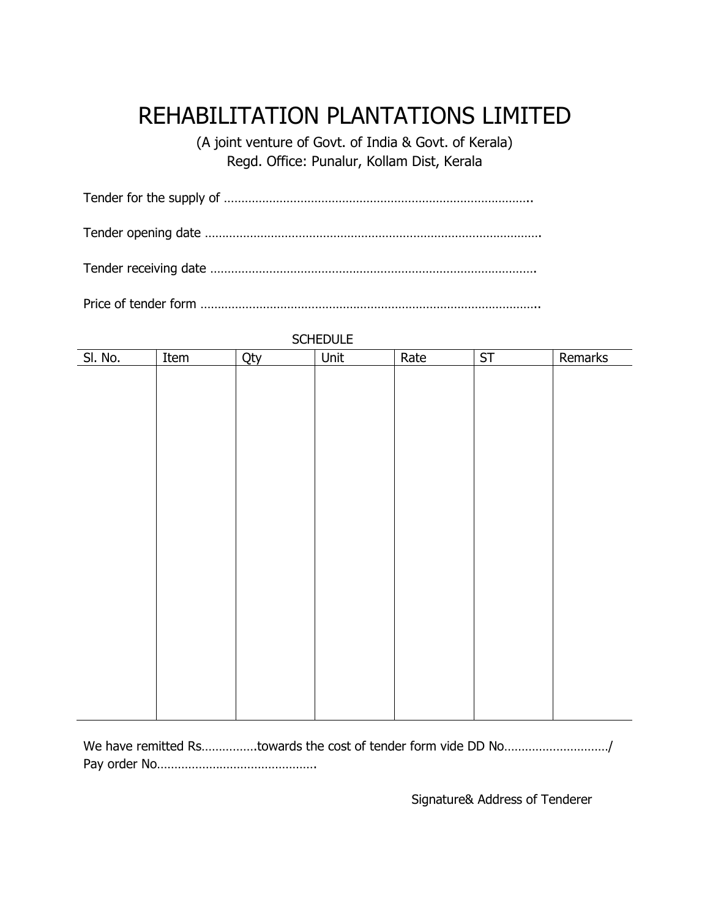# REHABILITATION PLANTATIONS LIMITED

(A joint venture of Govt. of India & Govt. of Kerala)
Regd. Office: Punalur, Kollam Dist, Kerala

Tender for the supply of ……………………………………………………………………………..

Tender opening date …………………………………………………………………………………….

Tender receiving date ………………………………………………………………………………….

Price of tender form ……………………………………………………………………………………..

SCHEDULE

| Sl. No. | Item | Qty | Unit | Rate | ST | Remarks |
|---|---|---|---|---|---|---|
| | | | | | | |

We have remitted Rs…………….towards the cost of tender form vide DD No…………………………/ Pay order No……………………………………….

Signature& Address of Tenderer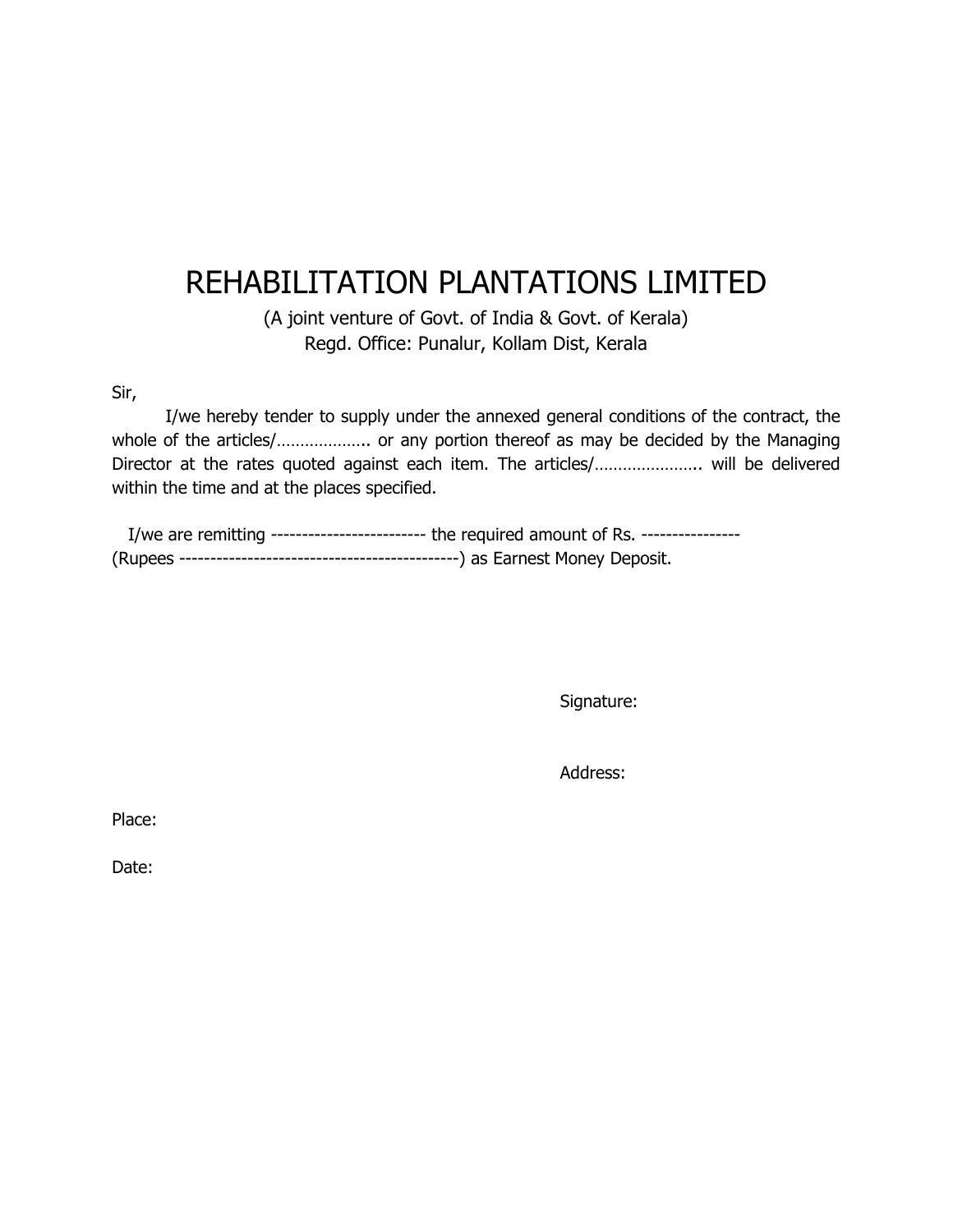# REHABILITATION PLANTATIONS LIMITED

(A joint venture of Govt. of India & Govt. of Kerala)
Regd. Office: Punalur, Kollam Dist, Kerala

Sir,

I/we hereby tender to supply under the annexed general conditions of the contract, the whole of the articles/……………….. or any portion thereof as may be decided by the Managing Director at the rates quoted against each item. The articles/………………….. will be delivered within the time and at the places specified.

I/we are remitting ------------------------ the required amount of Rs. ---------------- (Rupees --------------------------------------------) as Earnest Money Deposit.

Signature:

Address:

Place:

Date: